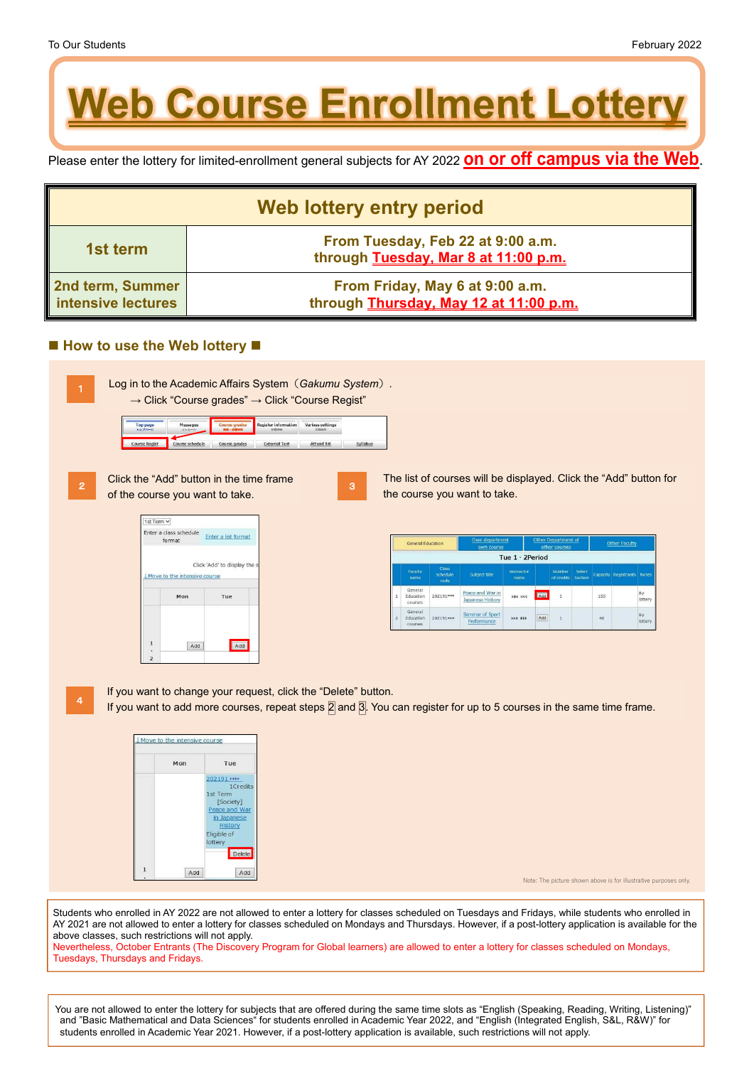To Our Students

February 2022

# Web Course Enrollment Lottery

Please enter the lottery for limited-enrollment general subjects for AY 2022 **on or off campus via the Web**.

| Web lottery entry period | |
|---|---|
| 1st term | From Tuesday, Feb 22 at 9:00 a.m. through **Tuesday, Mar 8 at 11:00 p.m.** |
| 2nd term, Summer intensive lectures | From Friday, May 6 at 9:00 a.m. through **Thursday, May 12 at 11:00 p.m.** |

## ■ How to use the Web lottery ■

**1** Log in to the Academic Affairs System（*Gakumu System*）.
→ Click “Course grades” → Click “Course Regist”

**2** Click the “Add” button in the time frame of the course you want to take.

**3** The list of courses will be displayed. Click the “Add” button for the course you want to take.

**4** If you want to change your request, click the “Delete” button.
If you want to add more courses, repeat steps 2 and 3. You can register for up to 5 courses in the same time frame.

Note: The picture shown above is for illustrative purposes only.

Students who enrolled in AY 2022 are not allowed to enter a lottery for classes scheduled on Tuesdays and Fridays, while students who enrolled in AY 2021 are not allowed to enter a lottery for classes scheduled on Mondays and Thursdays. However, if a post-lottery application is available for the above classes, such restrictions will not apply.
Nevertheless, October Entrants (The Discovery Program for Global learners) are allowed to enter a lottery for classes scheduled on Mondays, Tuesdays, Thursdays and Fridays.

You are not allowed to enter the lottery for subjects that are offered during the same time slots as “English (Speaking, Reading, Writing, Listening)” and "Basic Mathematical and Data Sciences“ for students enrolled in Academic Year 2022, and “English (Integrated English, S&L, R&W)” for students enrolled in Academic Year 2021. However, if a post-lottery application is available, such restrictions will not apply.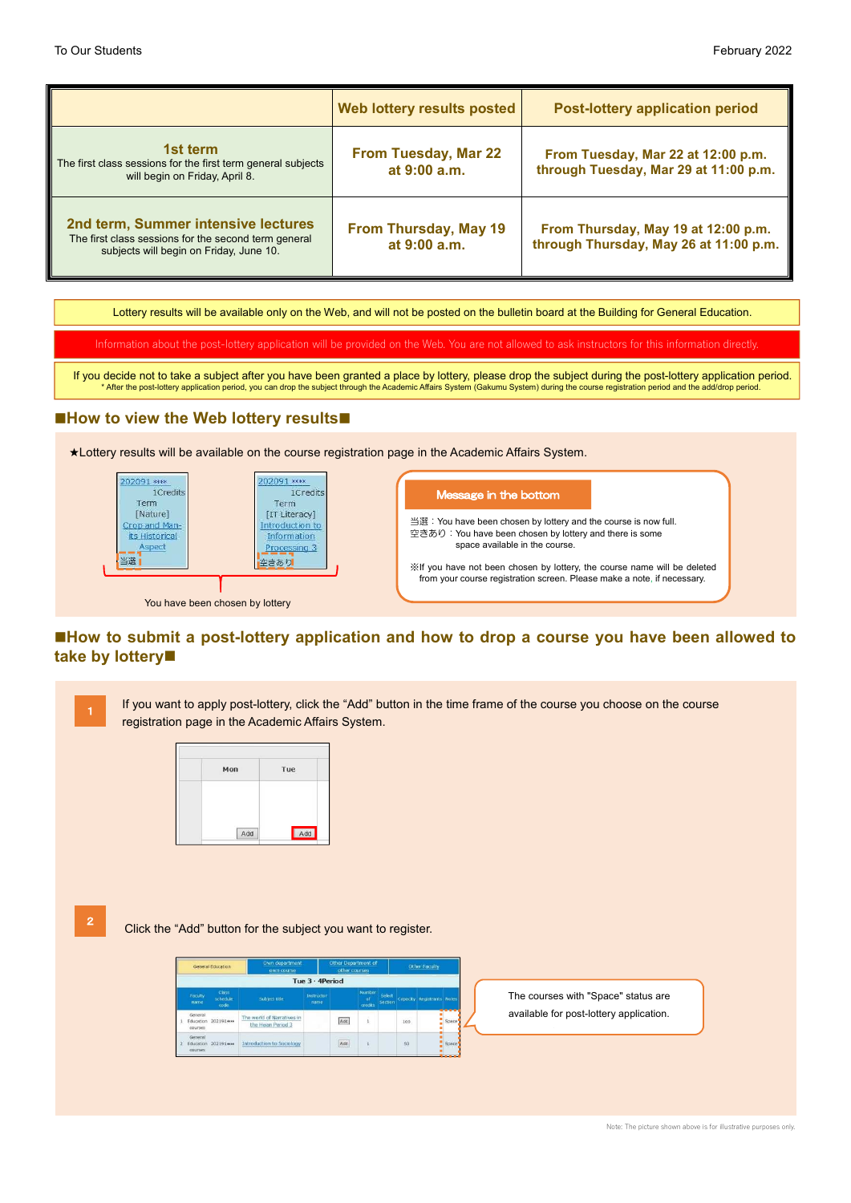To Our Students

February 2022

| | Web lottery results posted | Post-lottery application period |
|---|---|---|
| **1st term** The first class sessions for the first term general subjects will begin on Friday, April 8. | **From Tuesday, Mar 22 at 9:00 a.m.** | **From Tuesday, Mar 22 at 12:00 p.m. through Tuesday, Mar 29 at 11:00 p.m.** |
| **2nd term, Summer intensive lectures** The first class sessions for the second term general subjects will begin on Friday, June 10. | **From Thursday, May 19 at 9:00 a.m.** | **From Thursday, May 19 at 12:00 p.m. through Thursday, May 26 at 11:00 p.m.** |

Lottery results will be available only on the Web, and will not be posted on the bulletin board at the Building for General Education.

Information about the post-lottery application will be provided on the Web. You are not allowed to ask instructors for this information directly.

If you decide not to take a subject after you have been granted a place by lottery, please drop the subject during the post-lottery application period.
* After the post-lottery application period, you can drop the subject through the Academic Affairs System (Gakumu System) during the course registration period and the add/drop period.

## ■How to view the Web lottery results■

★Lottery results will be available on the course registration page in the Academic Affairs System.

202091 ※※※ 1Credits Term [Nature] Crop and Man-its Historical Aspect 当選

202091 ※※※ 1Credits Term [IT Literacy] Introduction to Information Processing 3 空きあり

You have been chosen by lottery

**Message in the bottom**

当選：You have been chosen by lottery and the course is now full.
空きあり：You have been chosen by lottery and there is some space available in the course.

※If you have not been chosen by lottery, the course name will be deleted from your course registration screen. Please make a note, if necessary.

## ■How to submit a post-lottery application and how to drop a course you have been allowed to take by lottery■

**1** If you want to apply post-lottery, click the “Add” button in the time frame of the course you choose on the course registration page in the Academic Affairs System.

| Mon | Tue |
|---|---|
| Add | Add |

**2** Click the “Add” button for the subject you want to register.

The courses with "Space" status are available for post-lottery application.

Note: The picture shown above is for illustrative purposes only.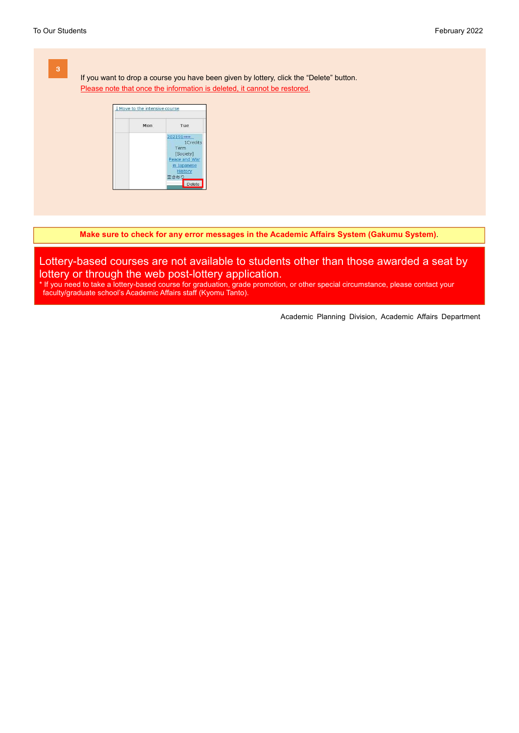3

If you want to drop a course you have been given by lottery, click the “Delete” button.
Please note that once the information is deleted, it cannot be restored.

**Make sure to check for any error messages in the Academic Affairs System (Gakumu System).**

Lottery-based courses are not available to students other than those awarded a seat by lottery or through the web post-lottery application.

\* If you need to take a lottery-based course for graduation, grade promotion, or other special circumstance, please contact your faculty/graduate school’s Academic Affairs staff (Kyomu Tanto).

Academic Planning Division, Academic Affairs Department